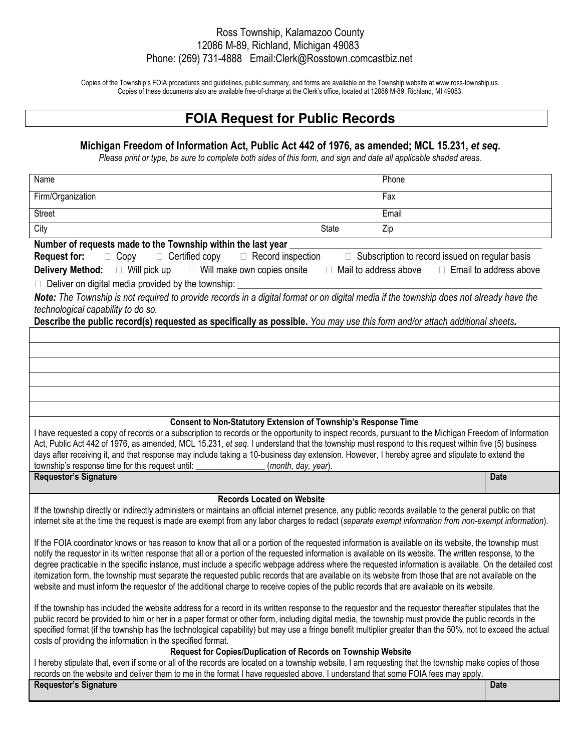Ross Township, Kalamazoo County
12086 M-89, Richland, Michigan 49083
Phone: (269) 731-4888 Email:Clerk@Rosstown.comcastbiz.net

Copies of the Township's FOIA procedures and guidelines, public summary, and forms are available on the Township website at www.ross-township.us.
Copies of these documents also are available free-of-charge at the Clerk's office, located at 12086 M-89, Richland, MI 49083.

# FOIA Request for Public Records

### Michigan Freedom of Information Act, Public Act 442 of 1976, as amended; MCL 15.231, *et seq.*

*Please print or type, be sure to complete both sides of this form, and sign and date all applicable shaded areas.*

| Name | | Phone |
|---|---|---|
| Firm/Organization | | Fax |
| Street | | Email |
| City | State | Zip |

**Number of requests made to the Township within the last year** ____________________

**Request for:** ☐ Copy ☐ Certified copy ☐ Record inspection ☐ Subscription to record issued on regular basis

**Delivery Method:** ☐ Will pick up ☐ Will make own copies onsite ☐ Mail to address above ☐ Email to address above

☐ Deliver on digital media provided by the township: ____________________

***Note:*** *The Township is not required to provide records in a digital format or on digital media if the township does not already have the technological capability to do so.*

**Describe the public record(s) requested as specifically as possible.** *You may use this form and/or attach additional sheets.*

|  |
|---|
|  |
|  |
|  |
|  |
|  |
|  |

**Consent to Non-Statutory Extension of Township's Response Time**

I have requested a copy of records or a subscription to records or the opportunity to inspect records, pursuant to the Michigan Freedom of Information Act, Public Act 442 of 1976, as amended, MCL 15.231, *et seq*. I understand that the township must respond to this request within five (5) business days after receiving it, and that response may include taking a 10-business day extension. However, I hereby agree and stipulate to extend the township's response time for this request until: ________________ (*month, day, year*).

| Requestor's Signature | Date |
|---|---|
| | |

**Records Located on Website**

If the township directly or indirectly administers or maintains an official internet presence, any public records available to the general public on that internet site at the time the request is made are exempt from any labor charges to redact (*separate exempt information from non-exempt information*).

If the FOIA coordinator knows or has reason to know that all or a portion of the requested information is available on its website, the township must notify the requestor in its written response that all or a portion of the requested information is available on its website. The written response, to the degree practicable in the specific instance, must include a specific webpage address where the requested information is available. On the detailed cost itemization form, the township must separate the requested public records that are available on its website from those that are not available on the website and must inform the requestor of the additional charge to receive copies of the public records that are available on its website.

If the township has included the website address for a record in its written response to the requestor and the requestor thereafter stipulates that the public record be provided to him or her in a paper format or other form, including digital media, the township must provide the public records in the specified format (if the township has the technological capability) but may use a fringe benefit multiplier greater than the 50%, not to exceed the actual costs of providing the information in the specified format.

**Request for Copies/Duplication of Records on Township Website**

I hereby stipulate that, even if some or all of the records are located on a township website, I am requesting that the township make copies of those records on the website and deliver them to me in the format I have requested above. I understand that some FOIA fees may apply.

| Requestor's Signature | Date |
|---|---|
| | |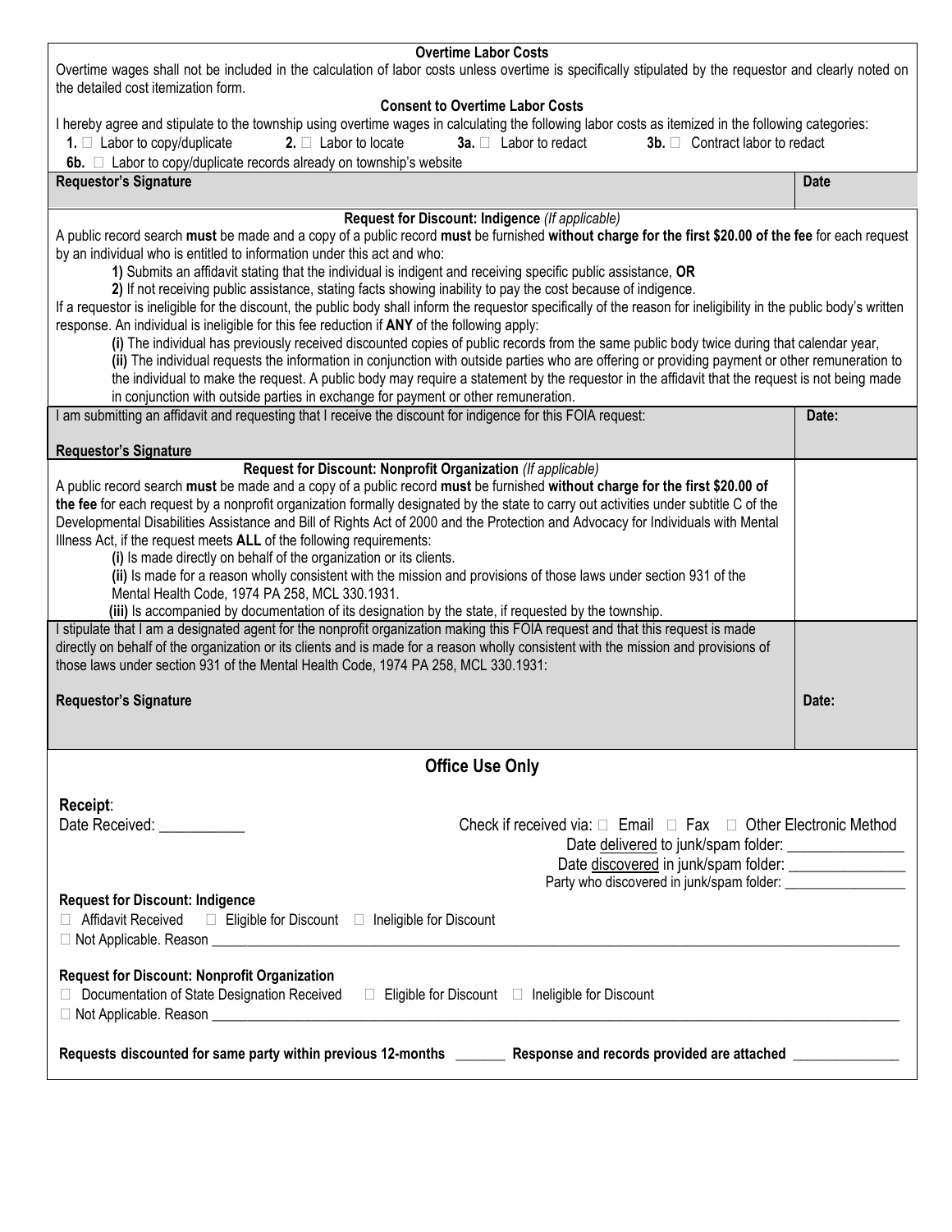**Overtime Labor Costs**

Overtime wages shall not be included in the calculation of labor costs unless overtime is specifically stipulated by the requestor and clearly noted on the detailed cost itemization form.

**Consent to Overtime Labor Costs**

I hereby agree and stipulate to the township using overtime wages in calculating the following labor costs as itemized in the following categories:

**1.** ☐ Labor to copy/duplicate  **2.** ☐ Labor to locate  **3a.** ☐ Labor to redact  **3b.** ☐ Contract labor to redact

**6b.** ☐ Labor to copy/duplicate records already on township's website

| **Requestor's Signature** | **Date** |
| --- | --- |

**Request for Discount: Indigence** *(If applicable)*

A public record search **must** be made and a copy of a public record **must** be furnished **without charge for the first $20.00 of the fee** for each request by an individual who is entitled to information under this act and who:

**1)** Submits an affidavit stating that the individual is indigent and receiving specific public assistance, **OR**

**2)** If not receiving public assistance, stating facts showing inability to pay the cost because of indigence.

If a requestor is ineligible for the discount, the public body shall inform the requestor specifically of the reason for ineligibility in the public body's written response. An individual is ineligible for this fee reduction if **ANY** of the following apply:

**(i)** The individual has previously received discounted copies of public records from the same public body twice during that calendar year,

**(ii)** The individual requests the information in conjunction with outside parties who are offering or providing payment or other remuneration to the individual to make the request. A public body may require a statement by the requestor in the affidavit that the request is not being made in conjunction with outside parties in exchange for payment or other remuneration.

| I am submitting an affidavit and requesting that I receive the discount for indigence for this FOIA request:<br><br>**Requestor's Signature** | **Date:** |
| --- | --- |

**Request for Discount: Nonprofit Organization** *(If applicable)*

A public record search **must** be made and a copy of a public record **must** be furnished **without charge for the first $20.00 of the fee** for each request by a nonprofit organization formally designated by the state to carry out activities under subtitle C of the Developmental Disabilities Assistance and Bill of Rights Act of 2000 and the Protection and Advocacy for Individuals with Mental Illness Act, if the request meets **ALL** of the following requirements:

**(i)** Is made directly on behalf of the organization or its clients.

**(ii)** Is made for a reason wholly consistent with the mission and provisions of those laws under section 931 of the Mental Health Code, 1974 PA 258, MCL 330.1931.

**(iii)** Is accompanied by documentation of its designation by the state, if requested by the township.

| I stipulate that I am a designated agent for the nonprofit organization making this FOIA request and that this request is made directly on behalf of the organization or its clients and is made for a reason wholly consistent with the mission and provisions of those laws under section 931 of the Mental Health Code, 1974 PA 258, MCL 330.1931:<br><br>**Requestor's Signature** | **Date:** |
| --- | --- |

## Office Use Only

**Receipt**:

Date Received: ___________

Check if received via: ☐ Email ☐ Fax ☐ Other Electronic Method

Date delivered to junk/spam folder: _______________

Date discovered in junk/spam folder: _______________

Party who discovered in junk/spam folder: ________________

**Request for Discount: Indigence**

☐ Affidavit Received ☐ Eligible for Discount ☐ Ineligible for Discount

☐ Not Applicable. Reason ____________________________________________

**Request for Discount: Nonprofit Organization**

☐ Documentation of State Designation Received ☐ Eligible for Discount ☐ Ineligible for Discount

☐ Not Applicable. Reason ____________________________________________

**Requests discounted for same party within previous 12-months** _______ **Response and records provided are attached** ______________